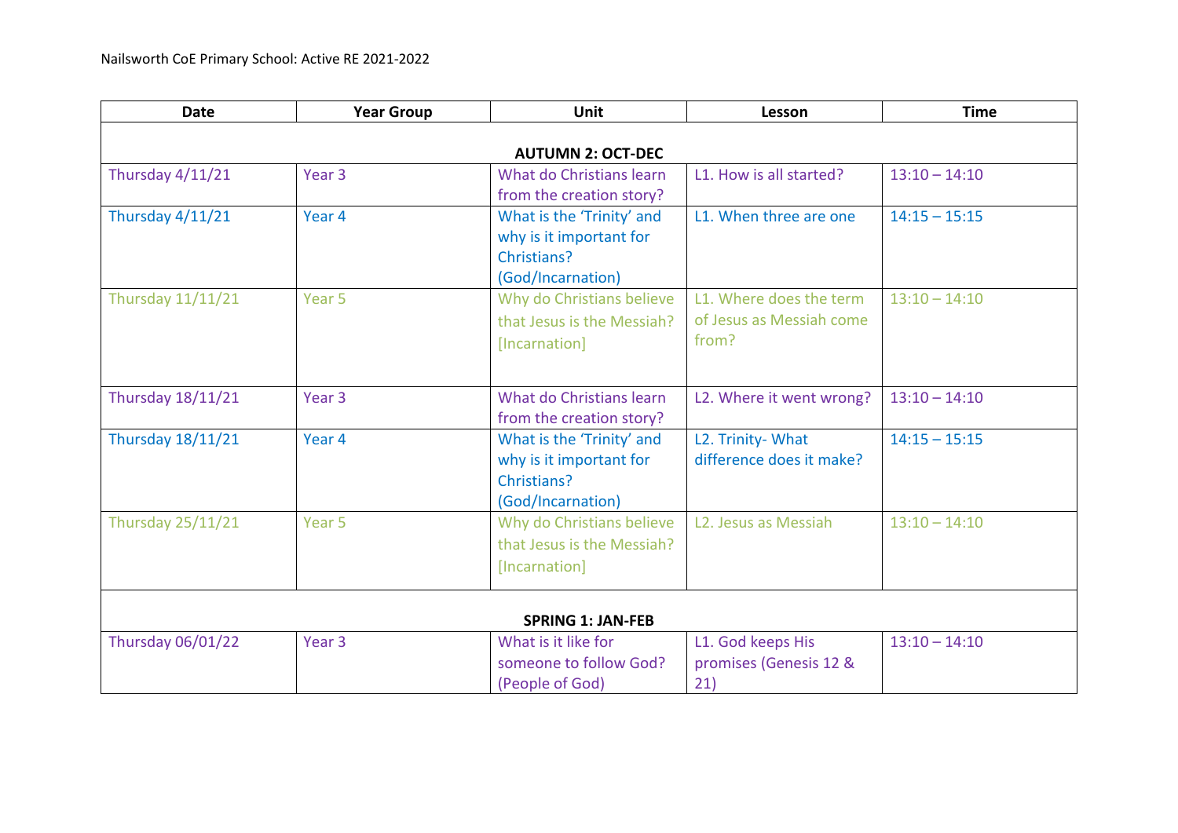Nailsworth CoE Primary School: Active RE 2021-2022

| Date | Year Group | Unit | Lesson | Time |
|---|---|---|---|---|
| **AUTUMN 2: OCT-DEC** | | | | |
| Thursday 4/11/21 | Year 3 | What do Christians learn from the creation story? | L1. How is all started? | 13:10 – 14:10 |
| Thursday 4/11/21 | Year 4 | What is the 'Trinity' and why is it important for Christians? (God/Incarnation) | L1. When three are one | 14:15 – 15:15 |
| Thursday 11/11/21 | Year 5 | Why do Christians believe that Jesus is the Messiah? [Incarnation] | L1. Where does the term of Jesus as Messiah come from? | 13:10 – 14:10 |
| Thursday 18/11/21 | Year 3 | What do Christians learn from the creation story? | L2. Where it went wrong? | 13:10 – 14:10 |
| Thursday 18/11/21 | Year 4 | What is the 'Trinity' and why is it important for Christians? (God/Incarnation) | L2. Trinity- What difference does it make? | 14:15 – 15:15 |
| Thursday 25/11/21 | Year 5 | Why do Christians believe that Jesus is the Messiah? [Incarnation] | L2. Jesus as Messiah | 13:10 – 14:10 |
| **SPRING 1: JAN-FEB** | | | | |
| Thursday 06/01/22 | Year 3 | What is it like for someone to follow God? (People of God) | L1. God keeps His promises (Genesis 12 & 21) | 13:10 – 14:10 |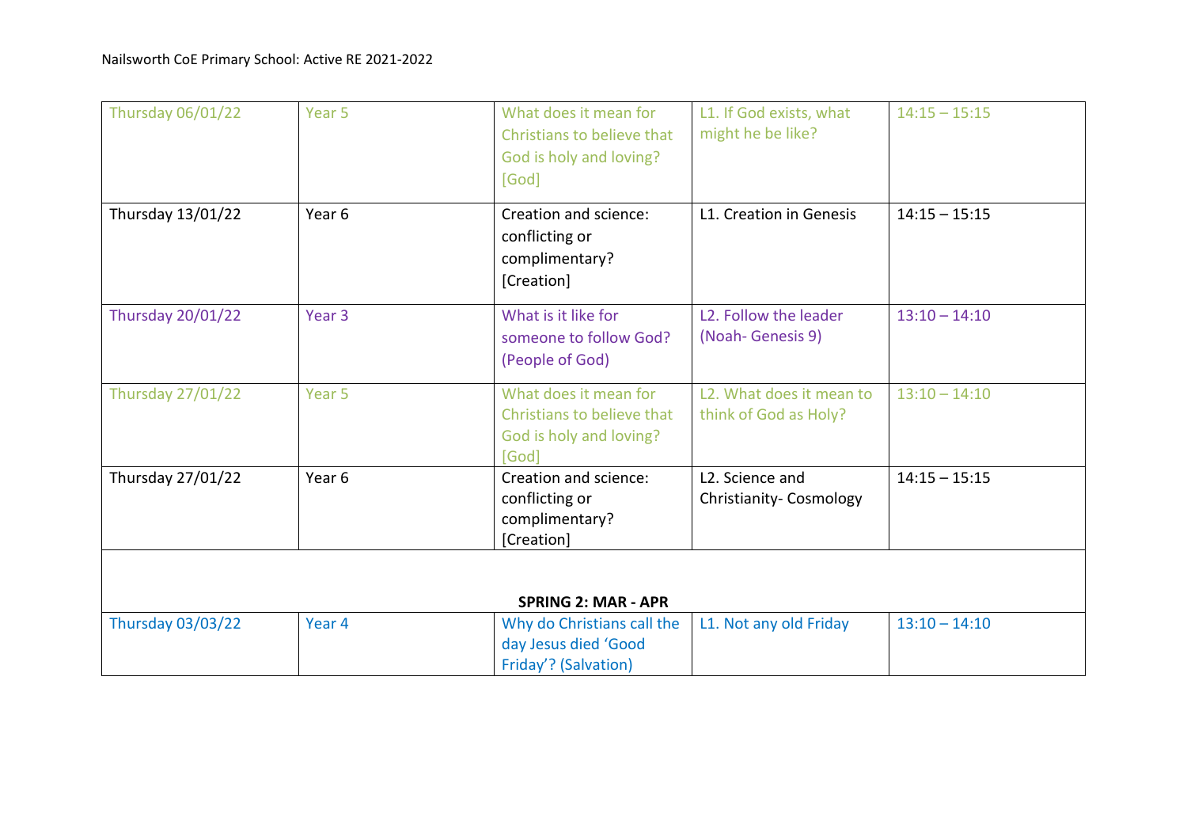| Thursday 06/01/22 | Year 5 | What does it mean for Christians to believe that God is holy and loving? [God] | L1. If God exists, what might he be like? | 14:15 – 15:15 |
|---|---|---|---|---|
| Thursday 13/01/22 | Year 6 | Creation and science: conflicting or complimentary? [Creation] | L1. Creation in Genesis | 14:15 – 15:15 |
| Thursday 20/01/22 | Year 3 | What is it like for someone to follow God? (People of God) | L2. Follow the leader (Noah- Genesis 9) | 13:10 – 14:10 |
| Thursday 27/01/22 | Year 5 | What does it mean for Christians to believe that God is holy and loving? [God] | L2. What does it mean to think of God as Holy? | 13:10 – 14:10 |
| Thursday 27/01/22 | Year 6 | Creation and science: conflicting or complimentary? [Creation] | L2. Science and Christianity- Cosmology | 14:15 – 15:15 |
| **SPRING 2: MAR - APR** | | | | |
| Thursday 03/03/22 | Year 4 | Why do Christians call the day Jesus died 'Good Friday'? (Salvation) | L1. Not any old Friday | 13:10 – 14:10 |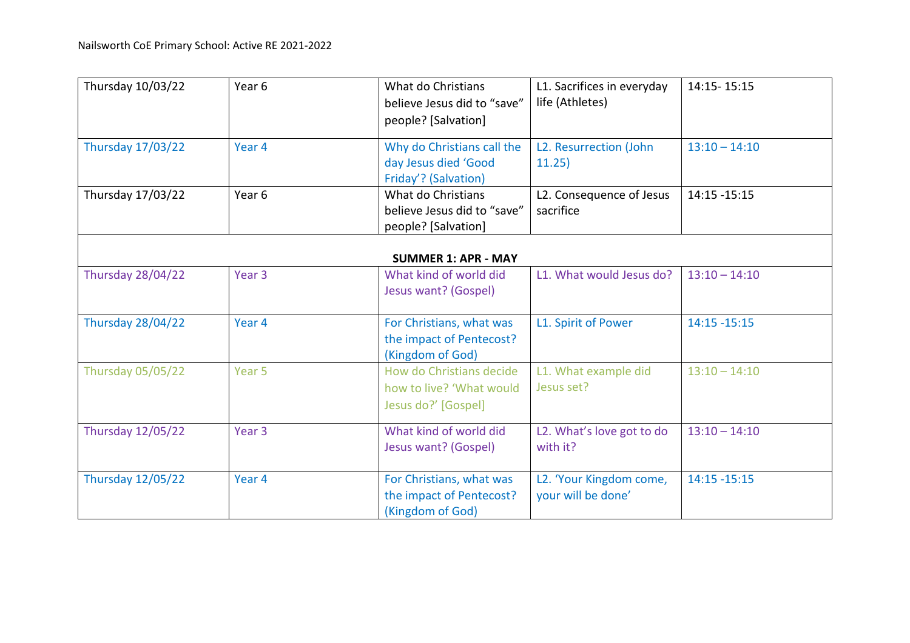| Thursday 10/03/22 | Year 6 | What do Christians believe Jesus did to "save" people? [Salvation] | L1. Sacrifices in everyday life (Athletes) | 14:15- 15:15 |
|---|---|---|---|---|
| Thursday 17/03/22 | Year 4 | Why do Christians call the day Jesus died 'Good Friday'? (Salvation) | L2. Resurrection (John 11.25) | 13:10 – 14:10 |
| Thursday 17/03/22 | Year 6 | What do Christians believe Jesus did to "save" people? [Salvation] | L2. Consequence of Jesus sacrifice | 14:15 -15:15 |
| **SUMMER 1: APR - MAY** | | | | |
| Thursday 28/04/22 | Year 3 | What kind of world did Jesus want? (Gospel) | L1. What would Jesus do? | 13:10 – 14:10 |
| Thursday 28/04/22 | Year 4 | For Christians, what was the impact of Pentecost? (Kingdom of God) | L1. Spirit of Power | 14:15 -15:15 |
| Thursday 05/05/22 | Year 5 | How do Christians decide how to live? 'What would Jesus do?' [Gospel] | L1. What example did Jesus set? | 13:10 – 14:10 |
| Thursday 12/05/22 | Year 3 | What kind of world did Jesus want? (Gospel) | L2. What's love got to do with it? | 13:10 – 14:10 |
| Thursday 12/05/22 | Year 4 | For Christians, what was the impact of Pentecost? (Kingdom of God) | L2. 'Your Kingdom come, your will be done' | 14:15 -15:15 |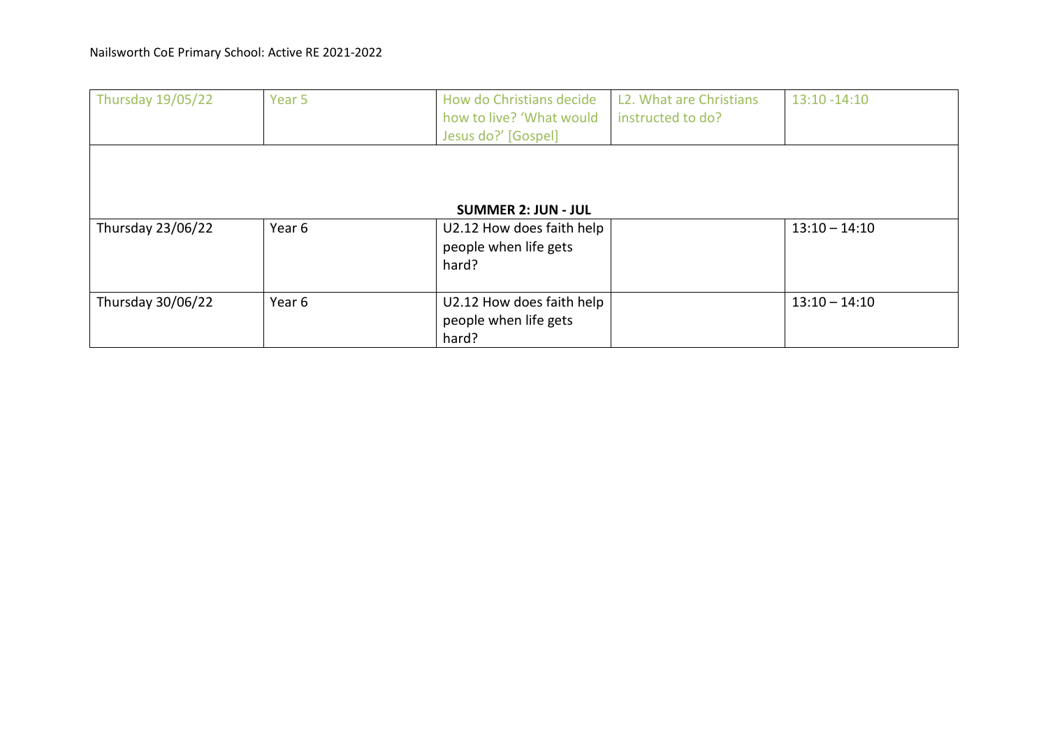| | | | | |
|---|---|---|---|---|
| Thursday 19/05/22 | Year 5 | How do Christians decide how to live? 'What would Jesus do?' [Gospel] | L2. What are Christians instructed to do? | 13:10 -14:10 |
| | | **SUMMER 2: JUN - JUL** | | |
| Thursday 23/06/22 | Year 6 | U2.12 How does faith help people when life gets hard? | | 13:10 – 14:10 |
| Thursday 30/06/22 | Year 6 | U2.12 How does faith help people when life gets hard? | | 13:10 – 14:10 |